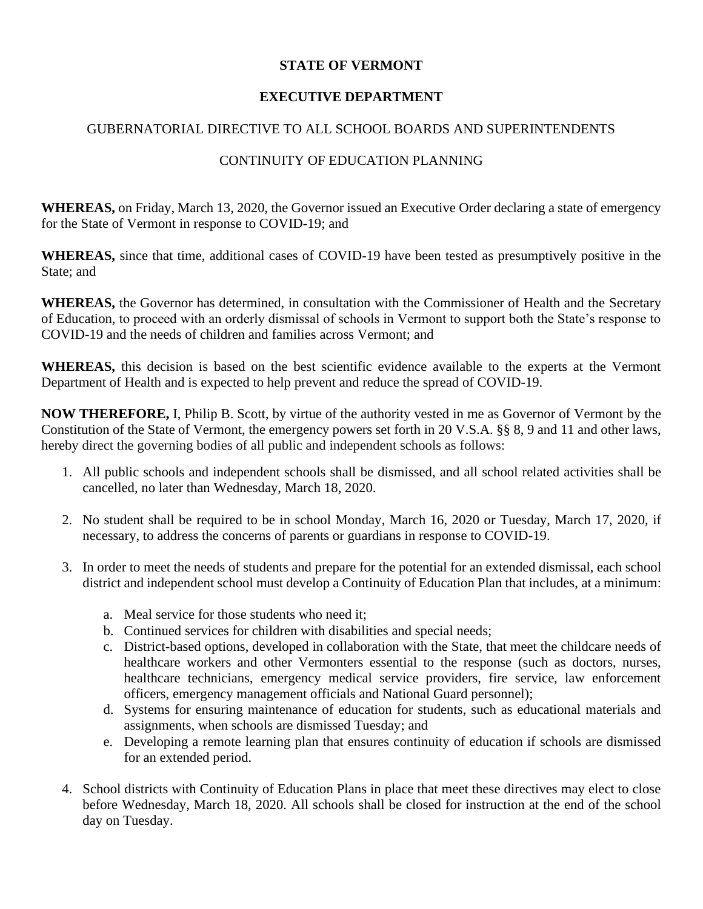**STATE OF VERMONT**

**EXECUTIVE DEPARTMENT**

GUBERNATORIAL DIRECTIVE TO ALL SCHOOL BOARDS AND SUPERINTENDENTS

CONTINUITY OF EDUCATION PLANNING

**WHEREAS,** on Friday, March 13, 2020, the Governor issued an Executive Order declaring a state of emergency for the State of Vermont in response to COVID-19; and

**WHEREAS,** since that time, additional cases of COVID-19 have been tested as presumptively positive in the State; and

**WHEREAS,** the Governor has determined, in consultation with the Commissioner of Health and the Secretary of Education, to proceed with an orderly dismissal of schools in Vermont to support both the State's response to COVID-19 and the needs of children and families across Vermont; and

**WHEREAS,** this decision is based on the best scientific evidence available to the experts at the Vermont Department of Health and is expected to help prevent and reduce the spread of COVID-19.

**NOW THEREFORE,** I, Philip B. Scott, by virtue of the authority vested in me as Governor of Vermont by the Constitution of the State of Vermont, the emergency powers set forth in 20 V.S.A. §§ 8, 9 and 11 and other laws, hereby direct the governing bodies of all public and independent schools as follows:

1. All public schools and independent schools shall be dismissed, and all school related activities shall be cancelled, no later than Wednesday, March 18, 2020.

2. No student shall be required to be in school Monday, March 16, 2020 or Tuesday, March 17, 2020, if necessary, to address the concerns of parents or guardians in response to COVID-19.

3. In order to meet the needs of students and prepare for the potential for an extended dismissal, each school district and independent school must develop a Continuity of Education Plan that includes, at a minimum:

    a. Meal service for those students who need it;
    b. Continued services for children with disabilities and special needs;
    c. District-based options, developed in collaboration with the State, that meet the childcare needs of healthcare workers and other Vermonters essential to the response (such as doctors, nurses, healthcare technicians, emergency medical service providers, fire service, law enforcement officers, emergency management officials and National Guard personnel);
    d. Systems for ensuring maintenance of education for students, such as educational materials and assignments, when schools are dismissed Tuesday; and
    e. Developing a remote learning plan that ensures continuity of education if schools are dismissed for an extended period.

4. School districts with Continuity of Education Plans in place that meet these directives may elect to close before Wednesday, March 18, 2020. All schools shall be closed for instruction at the end of the school day on Tuesday.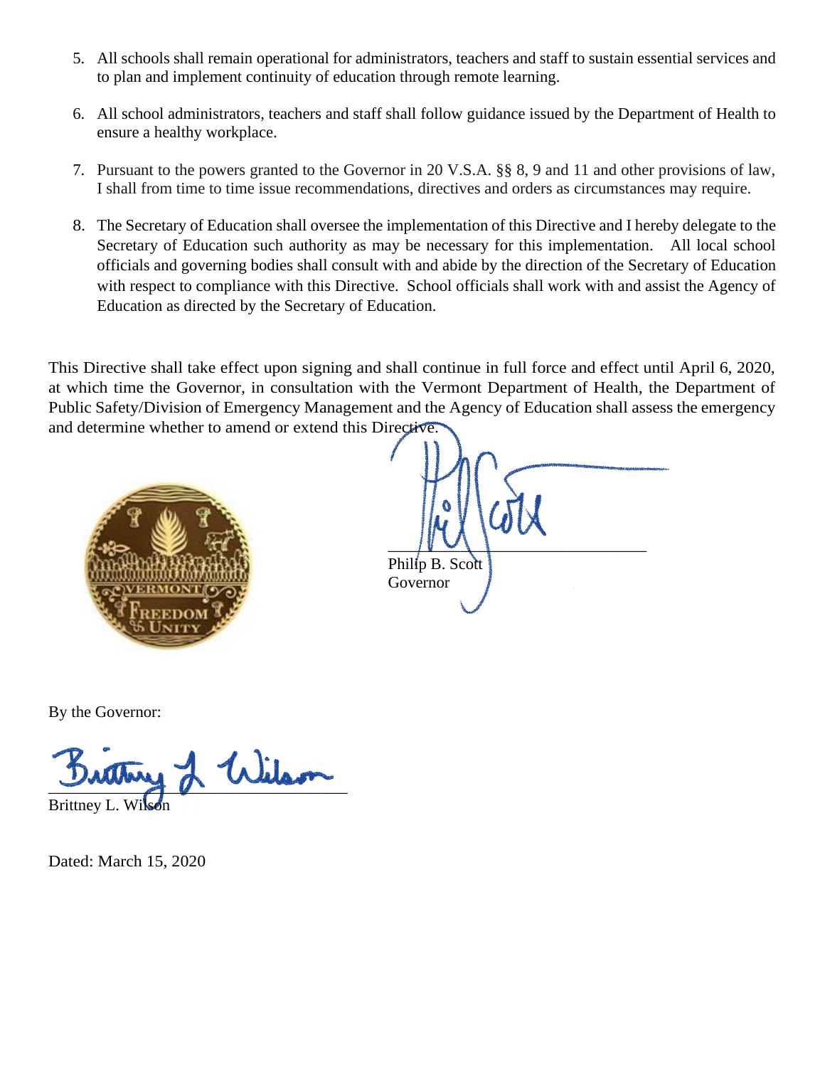5. All schools shall remain operational for administrators, teachers and staff to sustain essential services and to plan and implement continuity of education through remote learning.

6. All school administrators, teachers and staff shall follow guidance issued by the Department of Health to ensure a healthy workplace.

7. Pursuant to the powers granted to the Governor in 20 V.S.A. §§ 8, 9 and 11 and other provisions of law, I shall from time to time issue recommendations, directives and orders as circumstances may require.

8. The Secretary of Education shall oversee the implementation of this Directive and I hereby delegate to the Secretary of Education such authority as may be necessary for this implementation. All local school officials and governing bodies shall consult with and abide by the direction of the Secretary of Education with respect to compliance with this Directive. School officials shall work with and assist the Agency of Education as directed by the Secretary of Education.

This Directive shall take effect upon signing and shall continue in full force and effect until April 6, 2020, at which time the Governor, in consultation with the Vermont Department of Health, the Department of Public Safety/Division of Emergency Management and the Agency of Education shall assess the emergency and determine whether to amend or extend this Directive.

Philip B. Scott
Governor

By the Governor:

Brittney L. Wilson

Dated: March 15, 2020